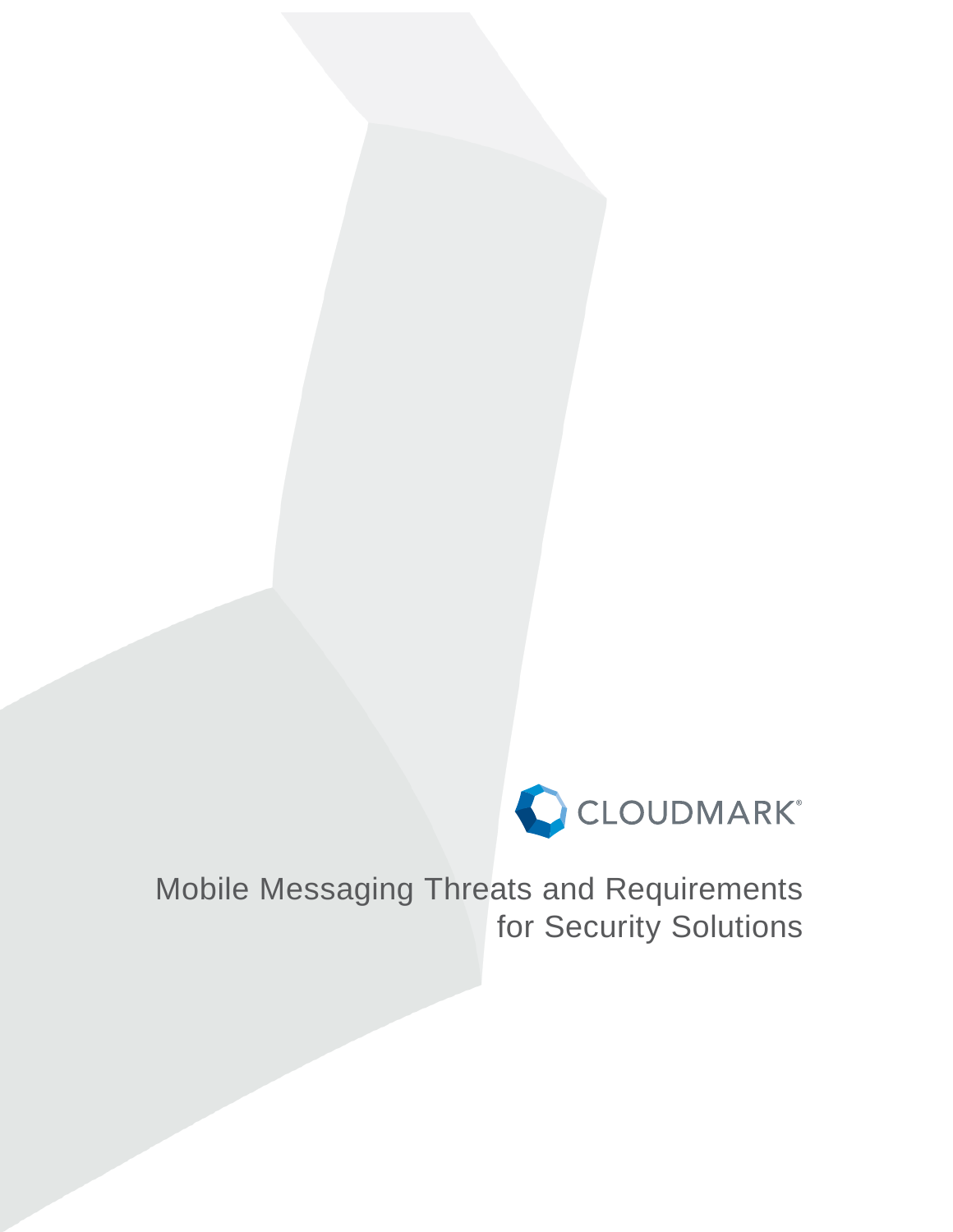CLOUDMARK®

# Mobile Messaging Threats and Requirements for Security Solutions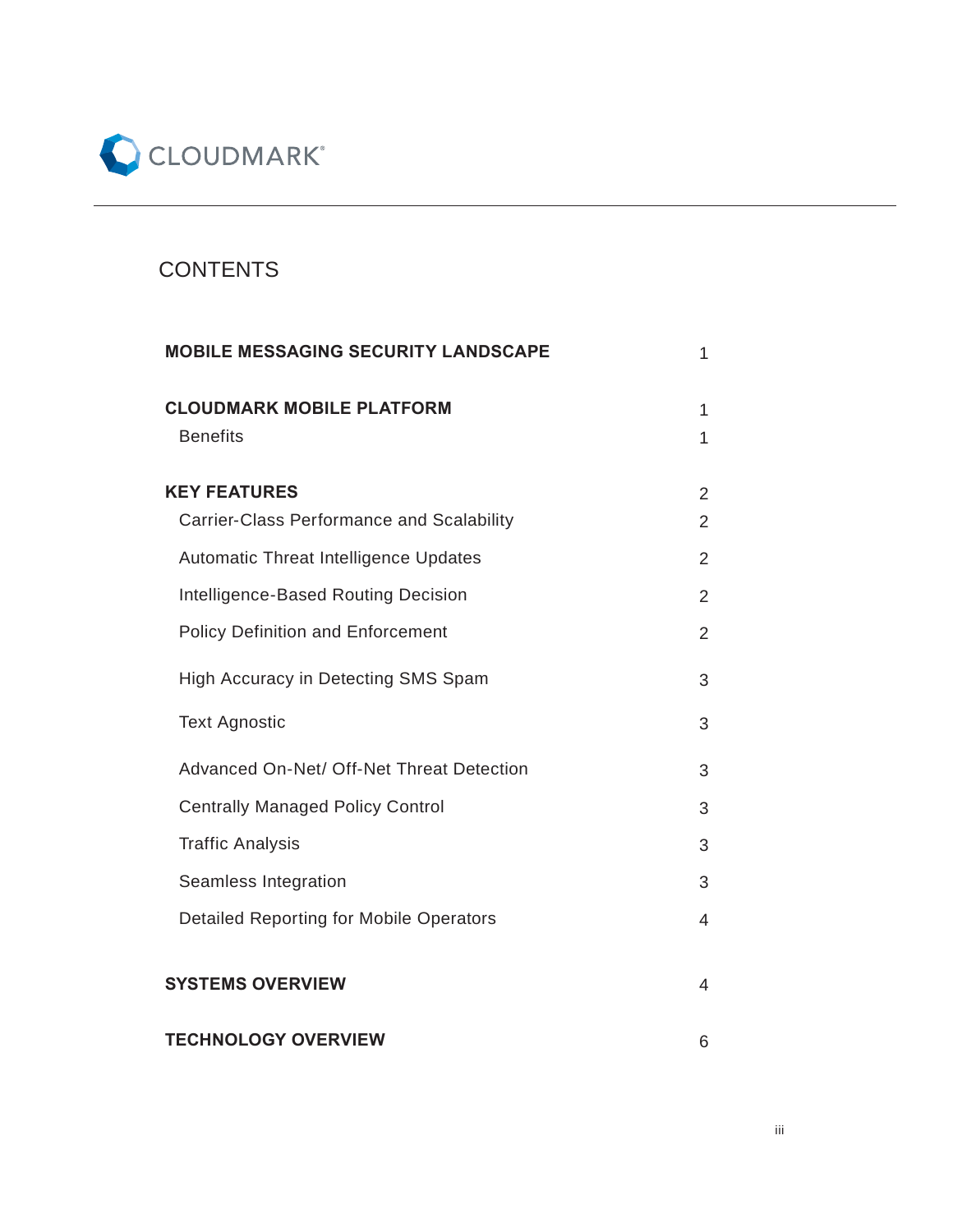CLOUDMARK

# CONTENTS

| | |
|---|---|
| **MOBILE MESSAGING SECURITY LANDSCAPE** | 1 |
| **CLOUDMARK MOBILE PLATFORM** | 1 |
| Benefits | 1 |
| **KEY FEATURES** | 2 |
| Carrier-Class Performance and Scalability | 2 |
| Automatic Threat Intelligence Updates | 2 |
| Intelligence-Based Routing Decision | 2 |
| Policy Definition and Enforcement | 2 |
| High Accuracy in Detecting SMS Spam | 3 |
| Text Agnostic | 3 |
| Advanced On-Net/ Off-Net Threat Detection | 3 |
| Centrally Managed Policy Control | 3 |
| Traffic Analysis | 3 |
| Seamless Integration | 3 |
| Detailed Reporting for Mobile Operators | 4 |
| **SYSTEMS OVERVIEW** | 4 |
| **TECHNOLOGY OVERVIEW** | 6 |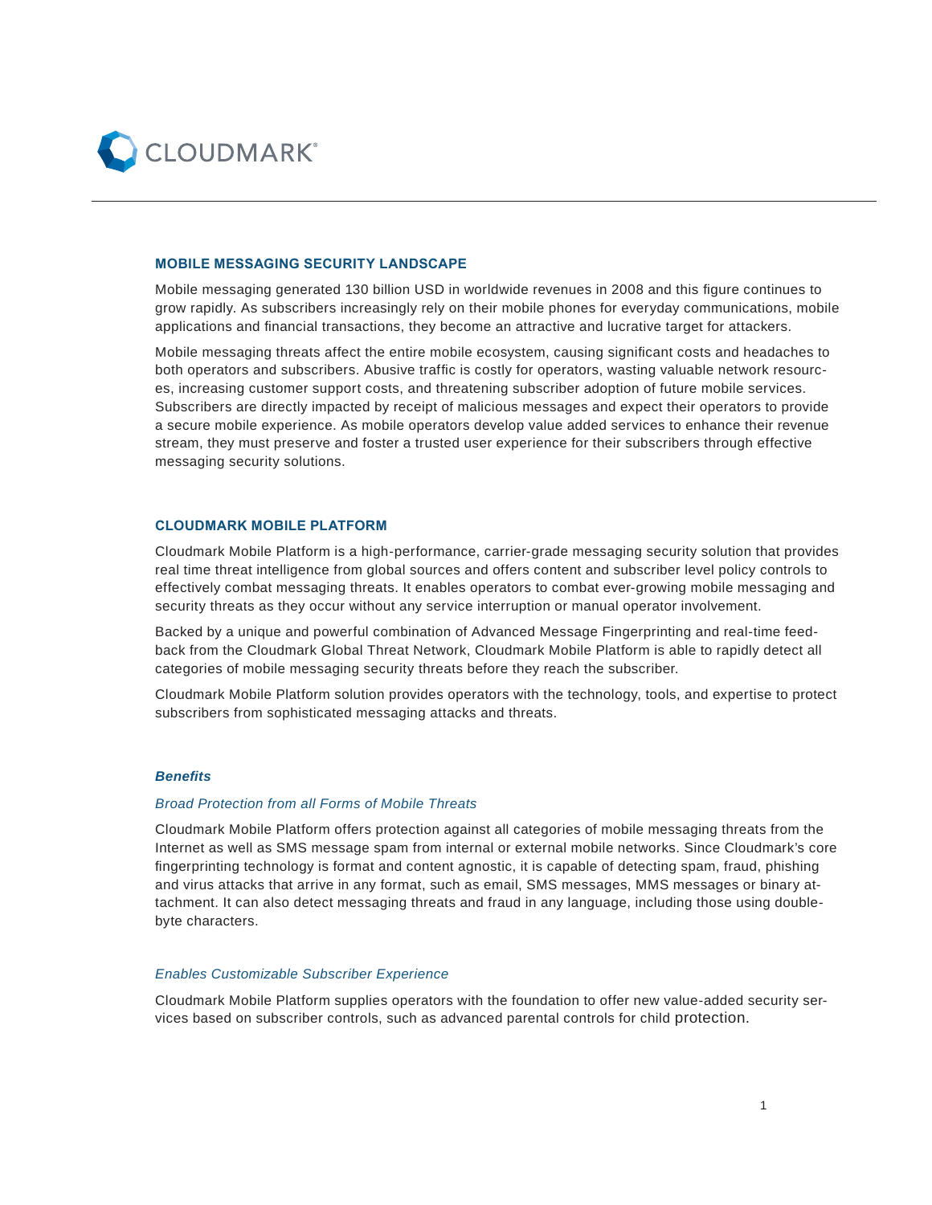## MOBILE MESSAGING SECURITY LANDSCAPE

Mobile messaging generated 130 billion USD in worldwide revenues in 2008 and this figure continues to grow rapidly. As subscribers increasingly rely on their mobile phones for everyday communications, mobile applications and financial transactions, they become an attractive and lucrative target for attackers.

Mobile messaging threats affect the entire mobile ecosystem, causing significant costs and headaches to both operators and subscribers. Abusive traffic is costly for operators, wasting valuable network resources, increasing customer support costs, and threatening subscriber adoption of future mobile services. Subscribers are directly impacted by receipt of malicious messages and expect their operators to provide a secure mobile experience. As mobile operators develop value added services to enhance their revenue stream, they must preserve and foster a trusted user experience for their subscribers through effective messaging security solutions.

## CLOUDMARK MOBILE PLATFORM

Cloudmark Mobile Platform is a high-performance, carrier-grade messaging security solution that provides real time threat intelligence from global sources and offers content and subscriber level policy controls to effectively combat messaging threats. It enables operators to combat ever-growing mobile messaging and security threats as they occur without any service interruption or manual operator involvement.

Backed by a unique and powerful combination of Advanced Message Fingerprinting and real-time feedback from the Cloudmark Global Threat Network, Cloudmark Mobile Platform is able to rapidly detect all categories of mobile messaging security threats before they reach the subscriber.

Cloudmark Mobile Platform solution provides operators with the technology, tools, and expertise to protect subscribers from sophisticated messaging attacks and threats.

### *Benefits*

#### *Broad Protection from all Forms of Mobile Threats*

Cloudmark Mobile Platform offers protection against all categories of mobile messaging threats from the Internet as well as SMS message spam from internal or external mobile networks. Since Cloudmark's core fingerprinting technology is format and content agnostic, it is capable of detecting spam, fraud, phishing and virus attacks that arrive in any format, such as email, SMS messages, MMS messages or binary attachment. It can also detect messaging threats and fraud in any language, including those using double-byte characters.

#### *Enables Customizable Subscriber Experience*

Cloudmark Mobile Platform supplies operators with the foundation to offer new value-added security services based on subscriber controls, such as advanced parental controls for child protection.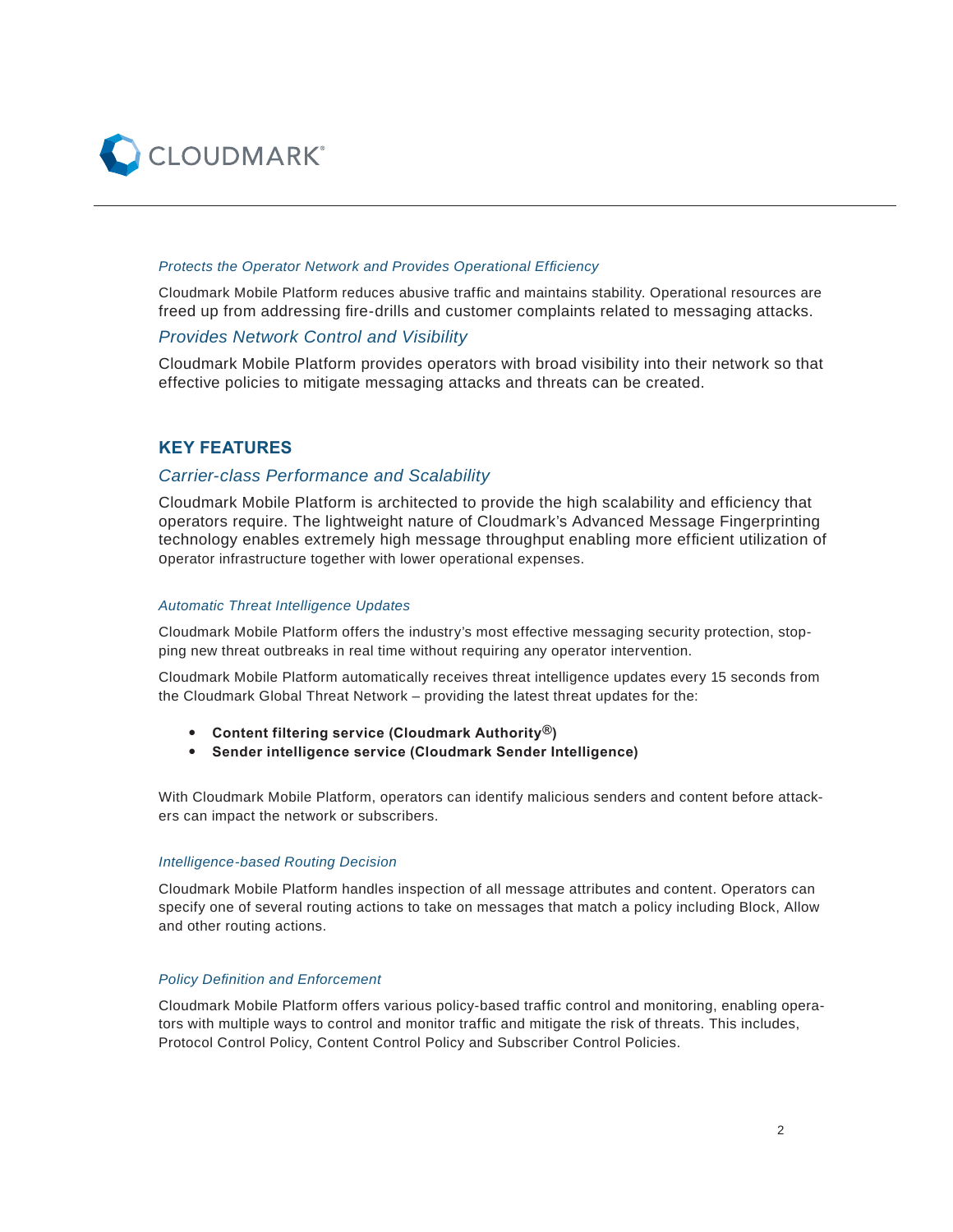### *Protects the Operator Network and Provides Operational Efficiency*

Cloudmark Mobile Platform reduces abusive traffic and maintains stability. Operational resources are freed up from addressing fire-drills and customer complaints related to messaging attacks.

### *Provides Network Control and Visibility*

Cloudmark Mobile Platform provides operators with broad visibility into their network so that effective policies to mitigate messaging attacks and threats can be created.

## KEY FEATURES

### *Carrier-class Performance and Scalability*

Cloudmark Mobile Platform is architected to provide the high scalability and efficiency that operators require. The lightweight nature of Cloudmark's Advanced Message Fingerprinting technology enables extremely high message throughput enabling more efficient utilization of operator infrastructure together with lower operational expenses.

### *Automatic Threat Intelligence Updates*

Cloudmark Mobile Platform offers the industry's most effective messaging security protection, stopping new threat outbreaks in real time without requiring any operator intervention.

Cloudmark Mobile Platform automatically receives threat intelligence updates every 15 seconds from the Cloudmark Global Threat Network – providing the latest threat updates for the:

- **Content filtering service (Cloudmark Authority®)**
- **Sender intelligence service (Cloudmark Sender Intelligence)**

With Cloudmark Mobile Platform, operators can identify malicious senders and content before attackers can impact the network or subscribers.

### *Intelligence-based Routing Decision*

Cloudmark Mobile Platform handles inspection of all message attributes and content. Operators can specify one of several routing actions to take on messages that match a policy including Block, Allow and other routing actions.

### *Policy Definition and Enforcement*

Cloudmark Mobile Platform offers various policy-based traffic control and monitoring, enabling operators with multiple ways to control and monitor traffic and mitigate the risk of threats. This includes, Protocol Control Policy, Content Control Policy and Subscriber Control Policies.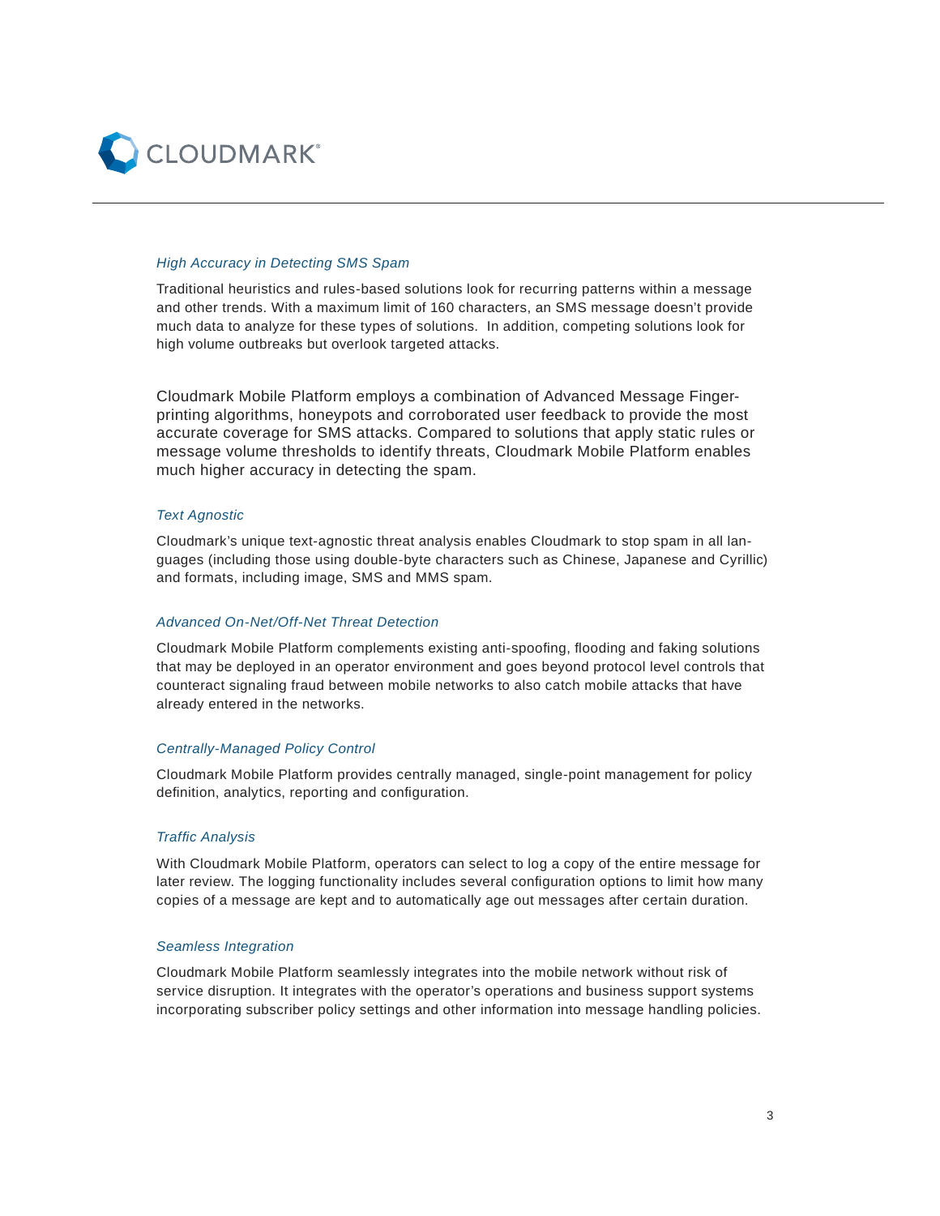### *High Accuracy in Detecting SMS Spam*

Traditional heuristics and rules-based solutions look for recurring patterns within a message and other trends. With a maximum limit of 160 characters, an SMS message doesn't provide much data to analyze for these types of solutions. In addition, competing solutions look for high volume outbreaks but overlook targeted attacks.

Cloudmark Mobile Platform employs a combination of Advanced Message Fingerprinting algorithms, honeypots and corroborated user feedback to provide the most accurate coverage for SMS attacks. Compared to solutions that apply static rules or message volume thresholds to identify threats, Cloudmark Mobile Platform enables much higher accuracy in detecting the spam.

### *Text Agnostic*

Cloudmark's unique text-agnostic threat analysis enables Cloudmark to stop spam in all languages (including those using double-byte characters such as Chinese, Japanese and Cyrillic) and formats, including image, SMS and MMS spam.

### *Advanced On-Net/Off-Net Threat Detection*

Cloudmark Mobile Platform complements existing anti-spoofing, flooding and faking solutions that may be deployed in an operator environment and goes beyond protocol level controls that counteract signaling fraud between mobile networks to also catch mobile attacks that have already entered in the networks.

### *Centrally-Managed Policy Control*

Cloudmark Mobile Platform provides centrally managed, single-point management for policy definition, analytics, reporting and configuration.

### *Traffic Analysis*

With Cloudmark Mobile Platform, operators can select to log a copy of the entire message for later review. The logging functionality includes several configuration options to limit how many copies of a message are kept and to automatically age out messages after certain duration.

### *Seamless Integration*

Cloudmark Mobile Platform seamlessly integrates into the mobile network without risk of service disruption. It integrates with the operator's operations and business support systems incorporating subscriber policy settings and other information into message handling policies.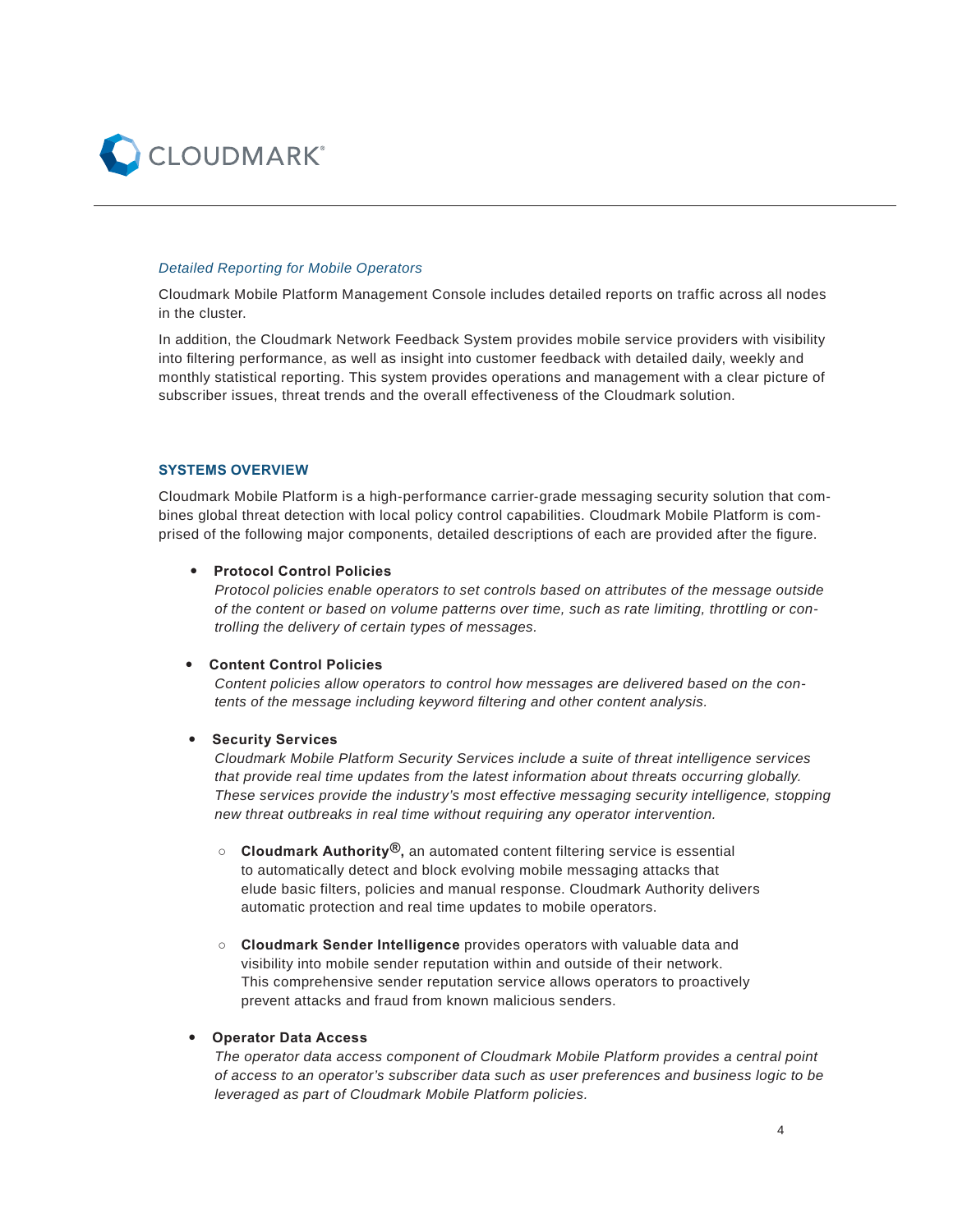### *Detailed Reporting for Mobile Operators*

Cloudmark Mobile Platform Management Console includes detailed reports on traffic across all nodes in the cluster.

In addition, the Cloudmark Network Feedback System provides mobile service providers with visibility into filtering performance, as well as insight into customer feedback with detailed daily, weekly and monthly statistical reporting. This system provides operations and management with a clear picture of subscriber issues, threat trends and the overall effectiveness of the Cloudmark solution.

## SYSTEMS OVERVIEW

Cloudmark Mobile Platform is a high-performance carrier-grade messaging security solution that combines global threat detection with local policy control capabilities. Cloudmark Mobile Platform is comprised of the following major components, detailed descriptions of each are provided after the figure.

- **Protocol Control Policies**
  *Protocol policies enable operators to set controls based on attributes of the message outside of the content or based on volume patterns over time, such as rate limiting, throttling or controlling the delivery of certain types of messages.*

- **Content Control Policies**
  *Content policies allow operators to control how messages are delivered based on the contents of the message including keyword filtering and other content analysis.*

- **Security Services**
  *Cloudmark Mobile Platform Security Services include a suite of threat intelligence services that provide real time updates from the latest information about threats occurring globally. These services provide the industry's most effective messaging security intelligence, stopping new threat outbreaks in real time without requiring any operator intervention.*

  - **Cloudmark Authority®,** an automated content filtering service is essential to automatically detect and block evolving mobile messaging attacks that elude basic filters, policies and manual response. Cloudmark Authority delivers automatic protection and real time updates to mobile operators.

  - **Cloudmark Sender Intelligence** provides operators with valuable data and visibility into mobile sender reputation within and outside of their network. This comprehensive sender reputation service allows operators to proactively prevent attacks and fraud from known malicious senders.

- **Operator Data Access**
  *The operator data access component of Cloudmark Mobile Platform provides a central point of access to an operator's subscriber data such as user preferences and business logic to be leveraged as part of Cloudmark Mobile Platform policies.*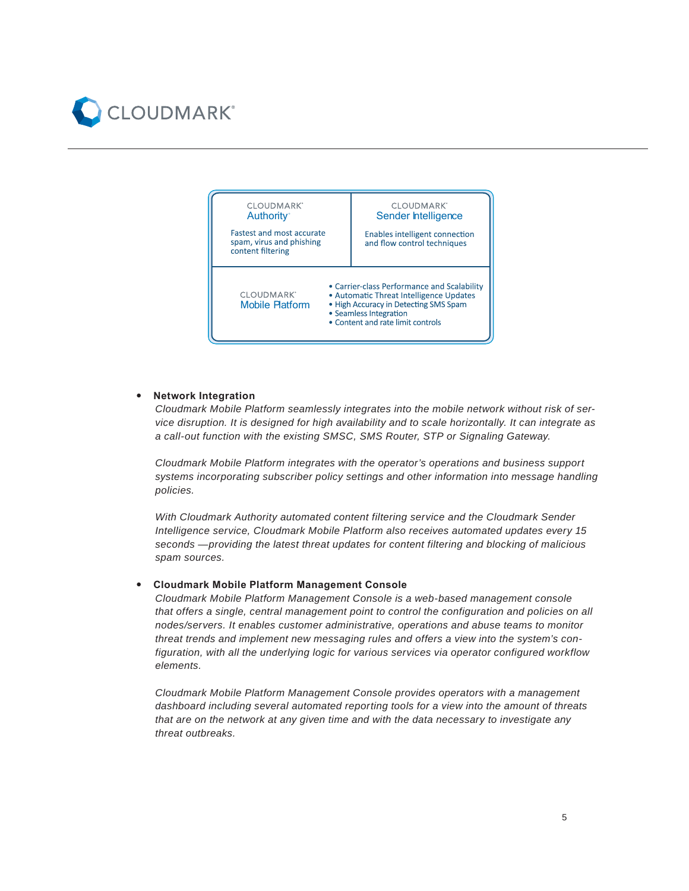| CLOUDMARK Authority | CLOUDMARK Sender Intelligence |
| --- | --- |
| Fastest and most accurate spam, virus and phishing content filtering | Enables intelligent connection and flow control techniques |
| CLOUDMARK Mobile Platform | • Carrier-class Performance and Scalability<br>• Automatic Threat Intelligence Updates<br>• High Accuracy in Detecting SMS Spam<br>• Seamless Integration<br>• Content and rate limit controls |

- **Network Integration**

  *Cloudmark Mobile Platform seamlessly integrates into the mobile network without risk of service disruption. It is designed for high availability and to scale horizontally. It can integrate as a call-out function with the existing SMSC, SMS Router, STP or Signaling Gateway.*

  *Cloudmark Mobile Platform integrates with the operator's operations and business support systems incorporating subscriber policy settings and other information into message handling policies.*

  *With Cloudmark Authority automated content filtering service and the Cloudmark Sender Intelligence service, Cloudmark Mobile Platform also receives automated updates every 15 seconds —providing the latest threat updates for content filtering and blocking of malicious spam sources.*

- **Cloudmark Mobile Platform Management Console**

  *Cloudmark Mobile Platform Management Console is a web-based management console that offers a single, central management point to control the configuration and policies on all nodes/servers. It enables customer administrative, operations and abuse teams to monitor threat trends and implement new messaging rules and offers a view into the system's configuration, with all the underlying logic for various services via operator configured workflow elements.*

  *Cloudmark Mobile Platform Management Console provides operators with a management dashboard including several automated reporting tools for a view into the amount of threats that are on the network at any given time and with the data necessary to investigate any threat outbreaks.*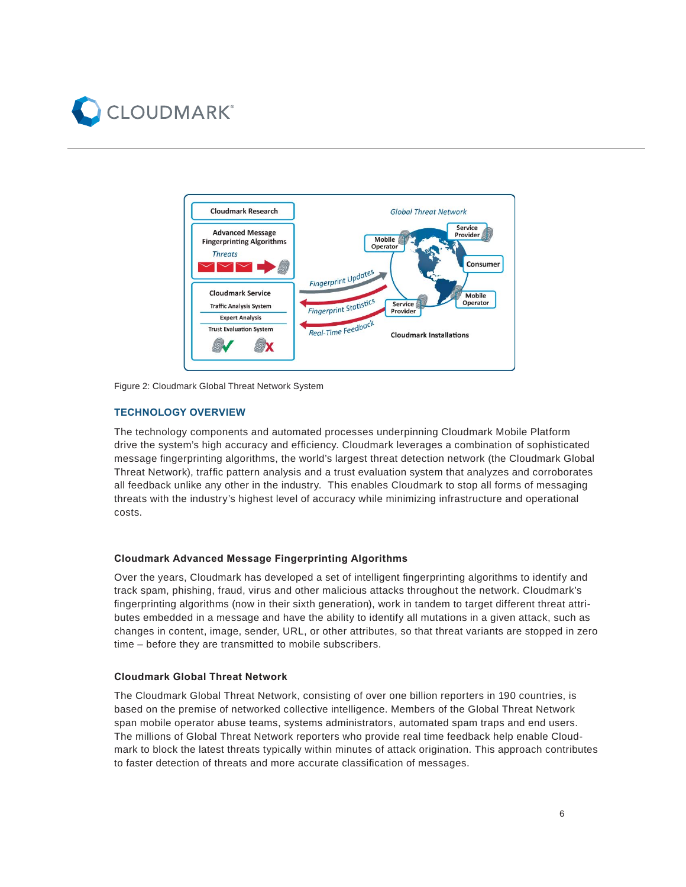Figure 2: Cloudmark Global Threat Network System

## TECHNOLOGY OVERVIEW

The technology components and automated processes underpinning Cloudmark Mobile Platform drive the system's high accuracy and efficiency. Cloudmark leverages a combination of sophisticated message fingerprinting algorithms, the world's largest threat detection network (the Cloudmark Global Threat Network), traffic pattern analysis and a trust evaluation system that analyzes and corroborates all feedback unlike any other in the industry. This enables Cloudmark to stop all forms of messaging threats with the industry's highest level of accuracy while minimizing infrastructure and operational costs.

### Cloudmark Advanced Message Fingerprinting Algorithms

Over the years, Cloudmark has developed a set of intelligent fingerprinting algorithms to identify and track spam, phishing, fraud, virus and other malicious attacks throughout the network. Cloudmark's fingerprinting algorithms (now in their sixth generation), work in tandem to target different threat attributes embedded in a message and have the ability to identify all mutations in a given attack, such as changes in content, image, sender, URL, or other attributes, so that threat variants are stopped in zero time – before they are transmitted to mobile subscribers.

### Cloudmark Global Threat Network

The Cloudmark Global Threat Network, consisting of over one billion reporters in 190 countries, is based on the premise of networked collective intelligence. Members of the Global Threat Network span mobile operator abuse teams, systems administrators, automated spam traps and end users. The millions of Global Threat Network reporters who provide real time feedback help enable Cloudmark to block the latest threats typically within minutes of attack origination. This approach contributes to faster detection of threats and more accurate classification of messages.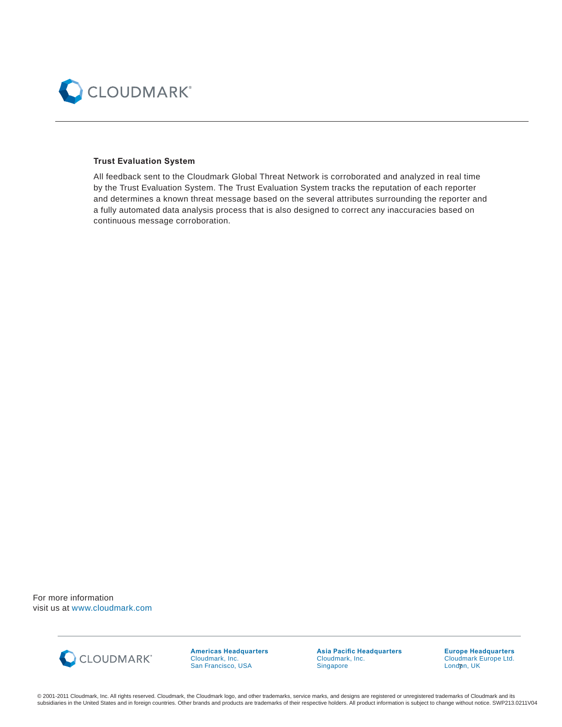CLOUDMARK®

### Trust Evaluation System

All feedback sent to the Cloudmark Global Threat Network is corroborated and analyzed in real time by the Trust Evaluation System. The Trust Evaluation System tracks the reputation of each reporter and determines a known threat message based on the several attributes surrounding the reporter and a fully automated data analysis process that is also designed to correct any inaccuracies based on continuous message corroboration.

For more information
visit us at www.cloudmark.com

CLOUDMARK®

**Americas Headquarters**
Cloudmark, Inc.
San Francisco, USA

**Asia Pacific Headquarters**
Cloudmark, Inc.
Singapore

**Europe Headquarters**
Cloudmark Europe Ltd.
London, UK

© 2001-2011 Cloudmark, Inc. All rights reserved. Cloudmark, the Cloudmark logo, and other trademarks, service marks, and designs are registered or unregistered trademarks of Cloudmark and its subsidiaries in the United States and in foreign countries. Other brands and products are trademarks of their respective holders. All product information is subject to change without notice. SWP213.0211V04